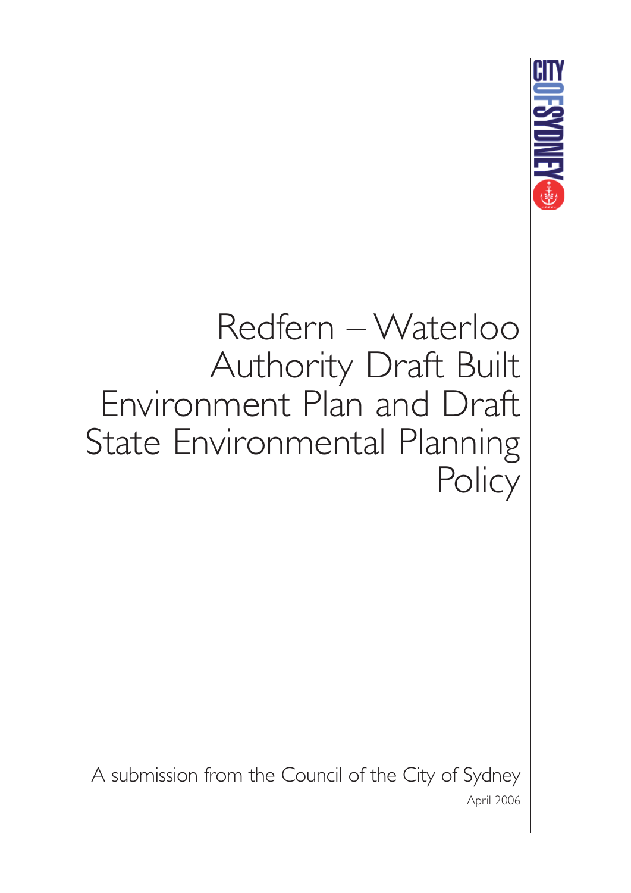CITY OF SYDNEY

# Redfern – Waterloo Authority Draft Built Environment Plan and Draft State Environmental Planning Policy

A submission from the Council of the City of Sydney

April 2006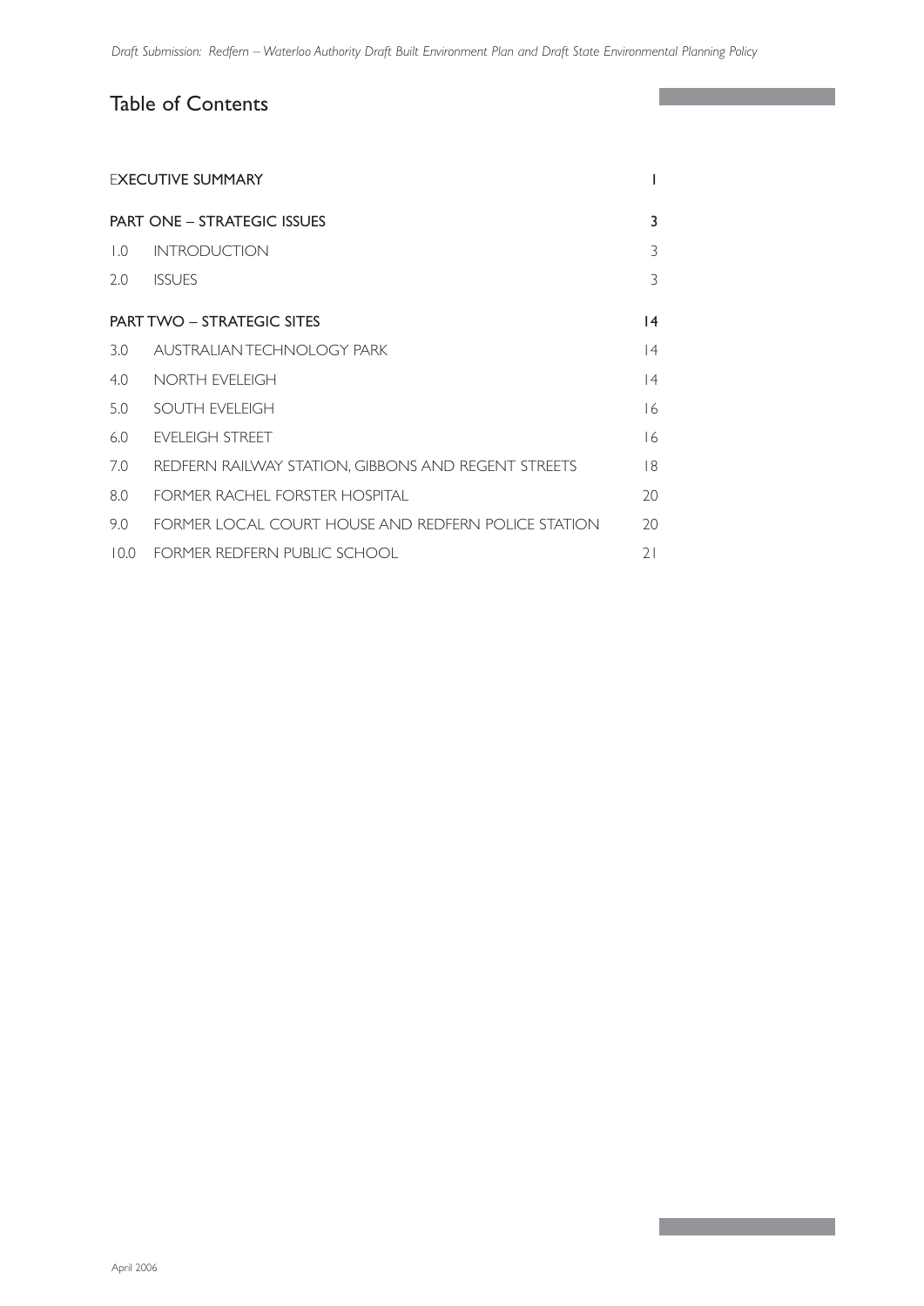# Table of Contents

| | | |
|---|---|---|
| EXECUTIVE SUMMARY | | 1 |
| PART ONE – STRATEGIC ISSUES | | 3 |
| 1.0 | INTRODUCTION | 3 |
| 2.0 | ISSUES | 3 |
| PART TWO – STRATEGIC SITES | | 14 |
| 3.0 | AUSTRALIAN TECHNOLOGY PARK | 14 |
| 4.0 | NORTH EVELEIGH | 14 |
| 5.0 | SOUTH EVELEIGH | 16 |
| 6.0 | EVELEIGH STREET | 16 |
| 7.0 | REDFERN RAILWAY STATION, GIBBONS AND REGENT STREETS | 18 |
| 8.0 | FORMER RACHEL FORSTER HOSPITAL | 20 |
| 9.0 | FORMER LOCAL COURT HOUSE AND REDFERN POLICE STATION | 20 |
| 10.0 | FORMER REDFERN PUBLIC SCHOOL | 21 |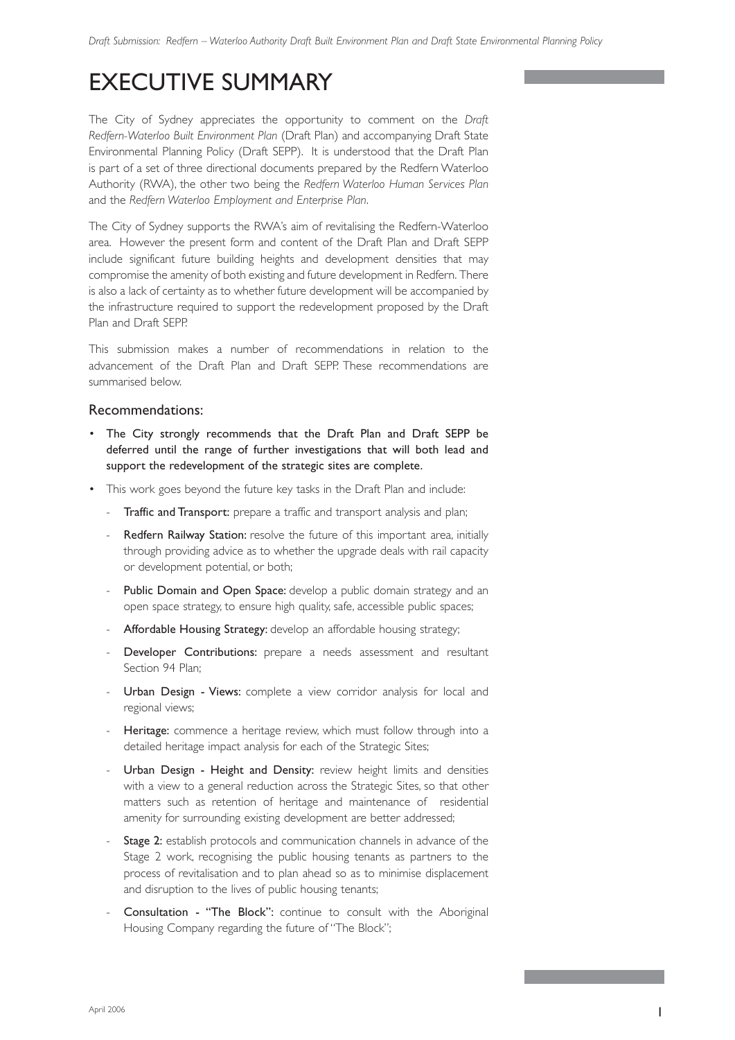# EXECUTIVE SUMMARY

The City of Sydney appreciates the opportunity to comment on the *Draft Redfern-Waterloo Built Environment Plan* (Draft Plan) and accompanying Draft State Environmental Planning Policy (Draft SEPP). It is understood that the Draft Plan is part of a set of three directional documents prepared by the Redfern Waterloo Authority (RWA), the other two being the *Redfern Waterloo Human Services Plan* and the *Redfern Waterloo Employment and Enterprise Plan*.

The City of Sydney supports the RWA's aim of revitalising the Redfern-Waterloo area. However the present form and content of the Draft Plan and Draft SEPP include significant future building heights and development densities that may compromise the amenity of both existing and future development in Redfern. There is also a lack of certainty as to whether future development will be accompanied by the infrastructure required to support the redevelopment proposed by the Draft Plan and Draft SEPP.

This submission makes a number of recommendations in relation to the advancement of the Draft Plan and Draft SEPP. These recommendations are summarised below.

## Recommendations:

- **The City strongly recommends that the Draft Plan and Draft SEPP be deferred until the range of further investigations that will both lead and support the redevelopment of the strategic sites are complete.**
- This work goes beyond the future key tasks in the Draft Plan and include:
  - **Traffic and Transport:** prepare a traffic and transport analysis and plan;
  - **Redfern Railway Station:** resolve the future of this important area, initially through providing advice as to whether the upgrade deals with rail capacity or development potential, or both;
  - **Public Domain and Open Space:** develop a public domain strategy and an open space strategy, to ensure high quality, safe, accessible public spaces;
  - **Affordable Housing Strategy:** develop an affordable housing strategy;
  - **Developer Contributions:** prepare a needs assessment and resultant Section 94 Plan;
  - **Urban Design - Views:** complete a view corridor analysis for local and regional views;
  - **Heritage:** commence a heritage review, which must follow through into a detailed heritage impact analysis for each of the Strategic Sites;
  - **Urban Design - Height and Density:** review height limits and densities with a view to a general reduction across the Strategic Sites, so that other matters such as retention of heritage and maintenance of residential amenity for surrounding existing development are better addressed;
  - **Stage 2:** establish protocols and communication channels in advance of the Stage 2 work, recognising the public housing tenants as partners to the process of revitalisation and to plan ahead so as to minimise displacement and disruption to the lives of public housing tenants;
  - **Consultation - "The Block":** continue to consult with the Aboriginal Housing Company regarding the future of "The Block";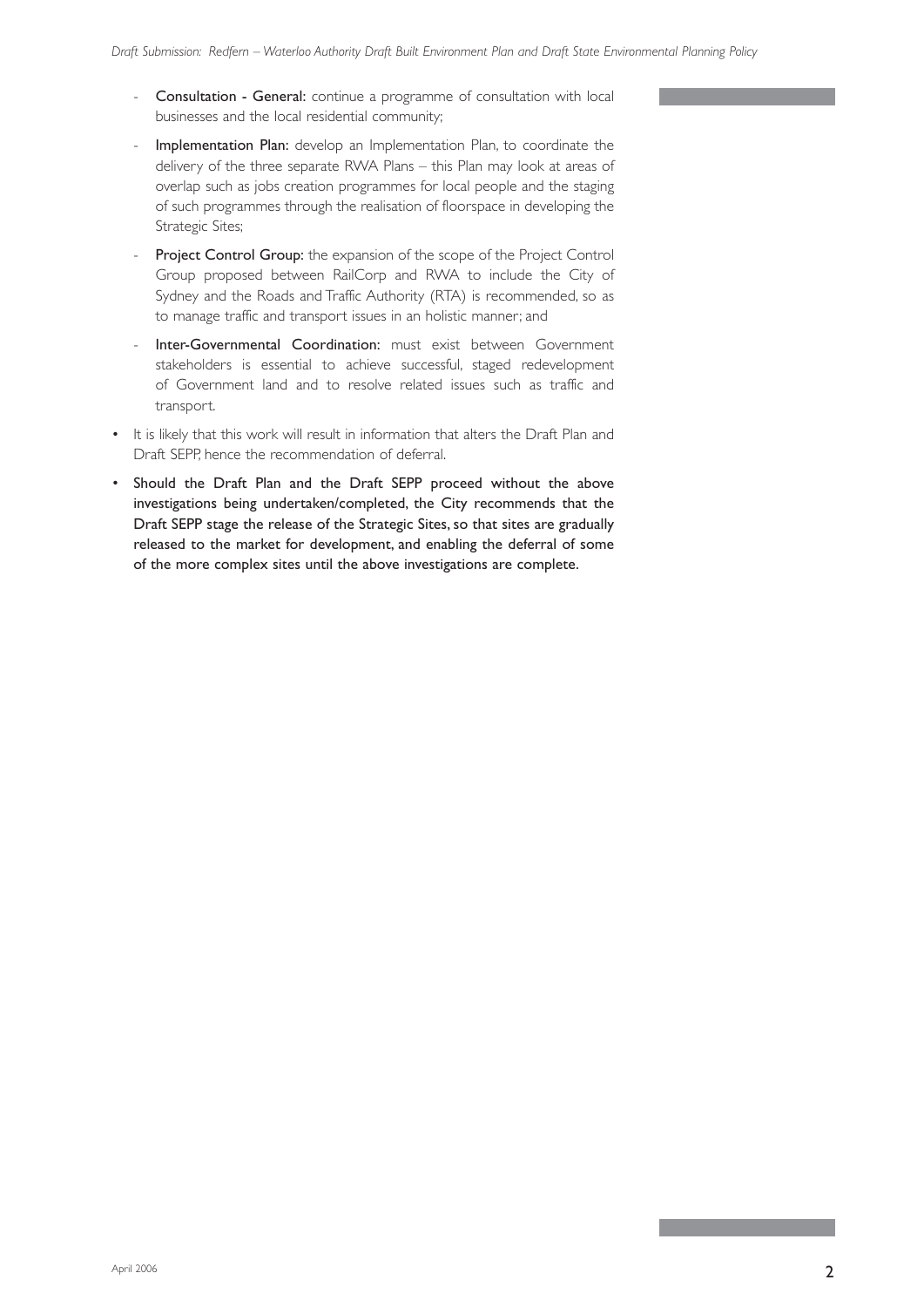- **Consultation - General:** continue a programme of consultation with local businesses and the local residential community;
- **Implementation Plan:** develop an Implementation Plan, to coordinate the delivery of the three separate RWA Plans – this Plan may look at areas of overlap such as jobs creation programmes for local people and the staging of such programmes through the realisation of floorspace in developing the Strategic Sites;
- **Project Control Group:** the expansion of the scope of the Project Control Group proposed between RailCorp and RWA to include the City of Sydney and the Roads and Traffic Authority (RTA) is recommended, so as to manage traffic and transport issues in an holistic manner; and
- **Inter-Governmental Coordination:** must exist between Government stakeholders is essential to achieve successful, staged redevelopment of Government land and to resolve related issues such as traffic and transport.

- It is likely that this work will result in information that alters the Draft Plan and Draft SEPP, hence the recommendation of deferral.
- **Should the Draft Plan and the Draft SEPP proceed without the above investigations being undertaken/completed, the City recommends that the Draft SEPP stage the release of the Strategic Sites, so that sites are gradually released to the market for development, and enabling the deferral of some of the more complex sites until the above investigations are complete.**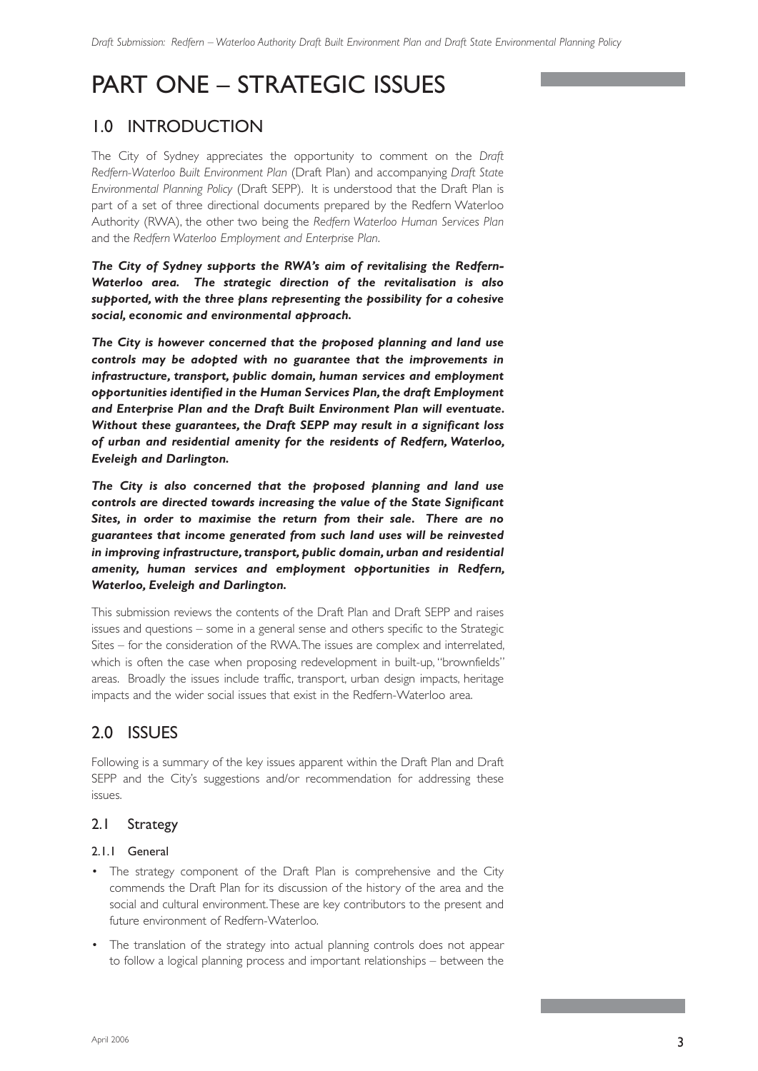# PART ONE – STRATEGIC ISSUES

## 1.0 INTRODUCTION

The City of Sydney appreciates the opportunity to comment on the *Draft Redfern-Waterloo Built Environment Plan* (Draft Plan) and accompanying *Draft State Environmental Planning Policy* (Draft SEPP). It is understood that the Draft Plan is part of a set of three directional documents prepared by the Redfern Waterloo Authority (RWA), the other two being the *Redfern Waterloo Human Services Plan* and the *Redfern Waterloo Employment and Enterprise Plan*.

***The City of Sydney supports the RWA's aim of revitalising the Redfern-Waterloo area. The strategic direction of the revitalisation is also supported, with the three plans representing the possibility for a cohesive social, economic and environmental approach.***

***The City is however concerned that the proposed planning and land use controls may be adopted with no guarantee that the improvements in infrastructure, transport, public domain, human services and employment opportunities identified in the Human Services Plan, the draft Employment and Enterprise Plan and the Draft Built Environment Plan will eventuate. Without these guarantees, the Draft SEPP may result in a significant loss of urban and residential amenity for the residents of Redfern, Waterloo, Eveleigh and Darlington.***

***The City is also concerned that the proposed planning and land use controls are directed towards increasing the value of the State Significant Sites, in order to maximise the return from their sale. There are no guarantees that income generated from such land uses will be reinvested in improving infrastructure, transport, public domain, urban and residential amenity, human services and employment opportunities in Redfern, Waterloo, Eveleigh and Darlington.***

This submission reviews the contents of the Draft Plan and Draft SEPP and raises issues and questions – some in a general sense and others specific to the Strategic Sites – for the consideration of the RWA. The issues are complex and interrelated, which is often the case when proposing redevelopment in built-up, "brownfields" areas. Broadly the issues include traffic, transport, urban design impacts, heritage impacts and the wider social issues that exist in the Redfern-Waterloo area.

## 2.0 ISSUES

Following is a summary of the key issues apparent within the Draft Plan and Draft SEPP and the City's suggestions and/or recommendation for addressing these issues.

### 2.1 Strategy

#### 2.1.1 General

- The strategy component of the Draft Plan is comprehensive and the City commends the Draft Plan for its discussion of the history of the area and the social and cultural environment. These are key contributors to the present and future environment of Redfern-Waterloo.
- The translation of the strategy into actual planning controls does not appear to follow a logical planning process and important relationships – between the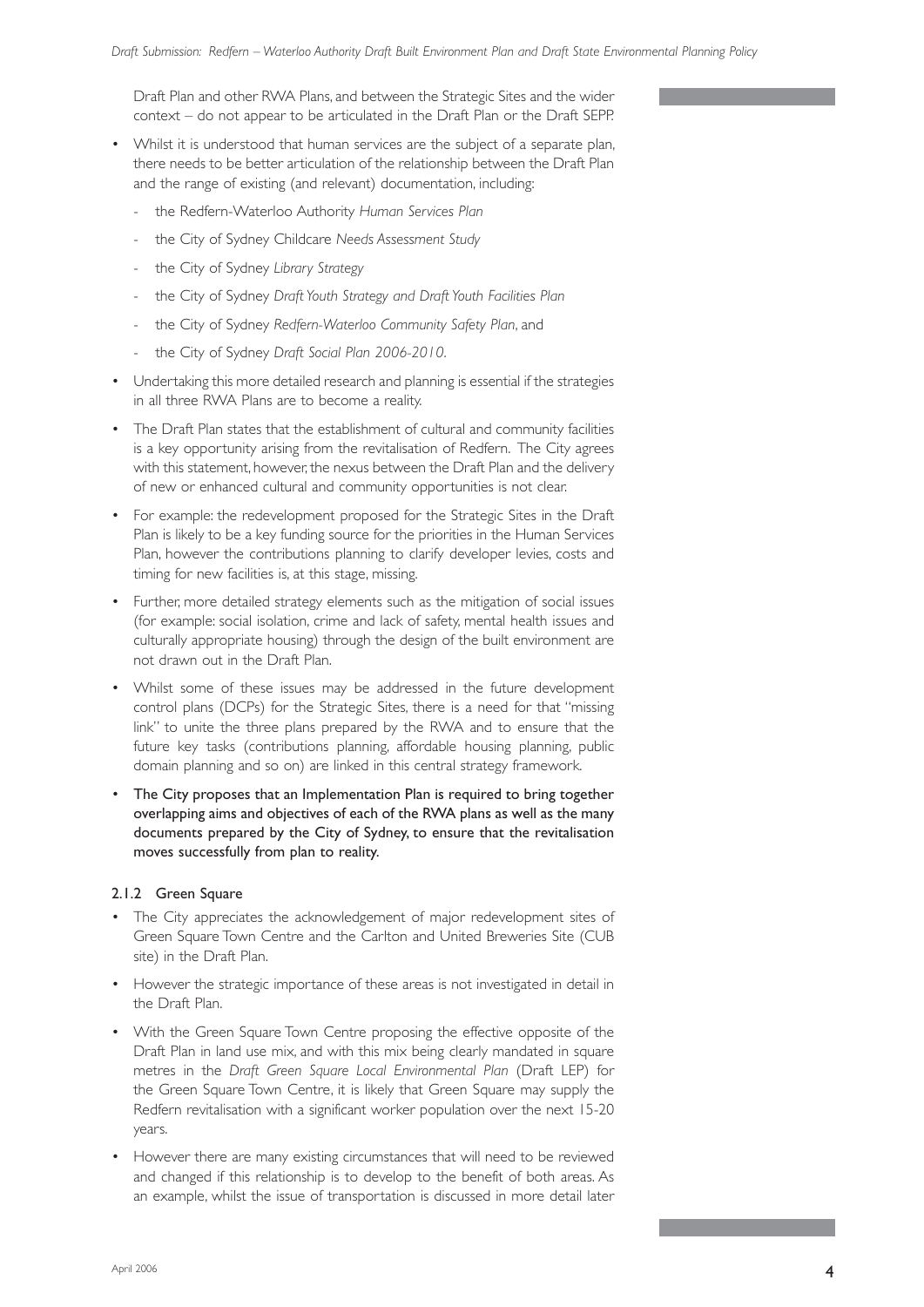Draft Plan and other RWA Plans, and between the Strategic Sites and the wider context – do not appear to be articulated in the Draft Plan or the Draft SEPP.

- Whilst it is understood that human services are the subject of a separate plan, there needs to be better articulation of the relationship between the Draft Plan and the range of existing (and relevant) documentation, including:
  - the Redfern-Waterloo Authority *Human Services Plan*
  - the City of Sydney Childcare *Needs Assessment Study*
  - the City of Sydney *Library Strategy*
  - the City of Sydney *Draft Youth Strategy and Draft Youth Facilities Plan*
  - the City of Sydney *Redfern-Waterloo Community Safety Plan*, and
  - the City of Sydney *Draft Social Plan 2006-2010*.
- Undertaking this more detailed research and planning is essential if the strategies in all three RWA Plans are to become a reality.
- The Draft Plan states that the establishment of cultural and community facilities is a key opportunity arising from the revitalisation of Redfern. The City agrees with this statement, however, the nexus between the Draft Plan and the delivery of new or enhanced cultural and community opportunities is not clear.
- For example: the redevelopment proposed for the Strategic Sites in the Draft Plan is likely to be a key funding source for the priorities in the Human Services Plan, however the contributions planning to clarify developer levies, costs and timing for new facilities is, at this stage, missing.
- Further, more detailed strategy elements such as the mitigation of social issues (for example: social isolation, crime and lack of safety, mental health issues and culturally appropriate housing) through the design of the built environment are not drawn out in the Draft Plan.
- Whilst some of these issues may be addressed in the future development control plans (DCPs) for the Strategic Sites, there is a need for that "missing link" to unite the three plans prepared by the RWA and to ensure that the future key tasks (contributions planning, affordable housing planning, public domain planning and so on) are linked in this central strategy framework.
- **The City proposes that an Implementation Plan is required to bring together overlapping aims and objectives of each of the RWA plans as well as the many documents prepared by the City of Sydney, to ensure that the revitalisation moves successfully from plan to reality.**

#### 2.1.2 Green Square

- The City appreciates the acknowledgement of major redevelopment sites of Green Square Town Centre and the Carlton and United Breweries Site (CUB site) in the Draft Plan.
- However the strategic importance of these areas is not investigated in detail in the Draft Plan.
- With the Green Square Town Centre proposing the effective opposite of the Draft Plan in land use mix, and with this mix being clearly mandated in square metres in the *Draft Green Square Local Environmental Plan* (Draft LEP) for the Green Square Town Centre, it is likely that Green Square may supply the Redfern revitalisation with a significant worker population over the next 15-20 years.
- However there are many existing circumstances that will need to be reviewed and changed if this relationship is to develop to the benefit of both areas. As an example, whilst the issue of transportation is discussed in more detail later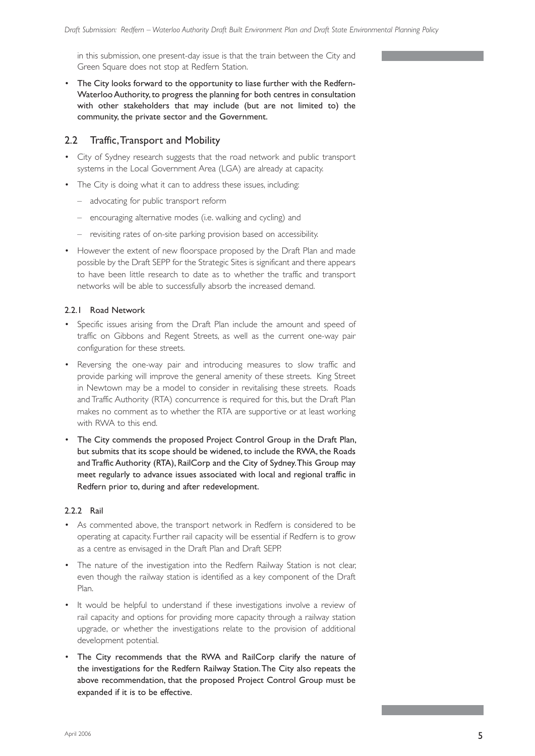in this submission, one present-day issue is that the train between the City and Green Square does not stop at Redfern Station.

- **The City looks forward to the opportunity to liase further with the Redfern-Waterloo Authority, to progress the planning for both centres in consultation with other stakeholders that may include (but are not limited to) the community, the private sector and the Government.**

## 2.2 Traffic, Transport and Mobility

- City of Sydney research suggests that the road network and public transport systems in the Local Government Area (LGA) are already at capacity.
- The City is doing what it can to address these issues, including:
  - advocating for public transport reform
  - encouraging alternative modes (i.e. walking and cycling) and
  - revisiting rates of on-site parking provision based on accessibility.
- However the extent of new floorspace proposed by the Draft Plan and made possible by the Draft SEPP for the Strategic Sites is significant and there appears to have been little research to date as to whether the traffic and transport networks will be able to successfully absorb the increased demand.

### 2.2.1 Road Network

- Specific issues arising from the Draft Plan include the amount and speed of traffic on Gibbons and Regent Streets, as well as the current one-way pair configuration for these streets.
- Reversing the one-way pair and introducing measures to slow traffic and provide parking will improve the general amenity of these streets. King Street in Newtown may be a model to consider in revitalising these streets. Roads and Traffic Authority (RTA) concurrence is required for this, but the Draft Plan makes no comment as to whether the RTA are supportive or at least working with RWA to this end.
- **The City commends the proposed Project Control Group in the Draft Plan, but submits that its scope should be widened, to include the RWA, the Roads and Traffic Authority (RTA), RailCorp and the City of Sydney. This Group may meet regularly to advance issues associated with local and regional traffic in Redfern prior to, during and after redevelopment.**

### 2.2.2 Rail

- As commented above, the transport network in Redfern is considered to be operating at capacity. Further rail capacity will be essential if Redfern is to grow as a centre as envisaged in the Draft Plan and Draft SEPP.
- The nature of the investigation into the Redfern Railway Station is not clear, even though the railway station is identified as a key component of the Draft Plan.
- It would be helpful to understand if these investigations involve a review of rail capacity and options for providing more capacity through a railway station upgrade, or whether the investigations relate to the provision of additional development potential.
- **The City recommends that the RWA and RailCorp clarify the nature of the investigations for the Redfern Railway Station. The City also repeats the above recommendation, that the proposed Project Control Group must be expanded if it is to be effective.**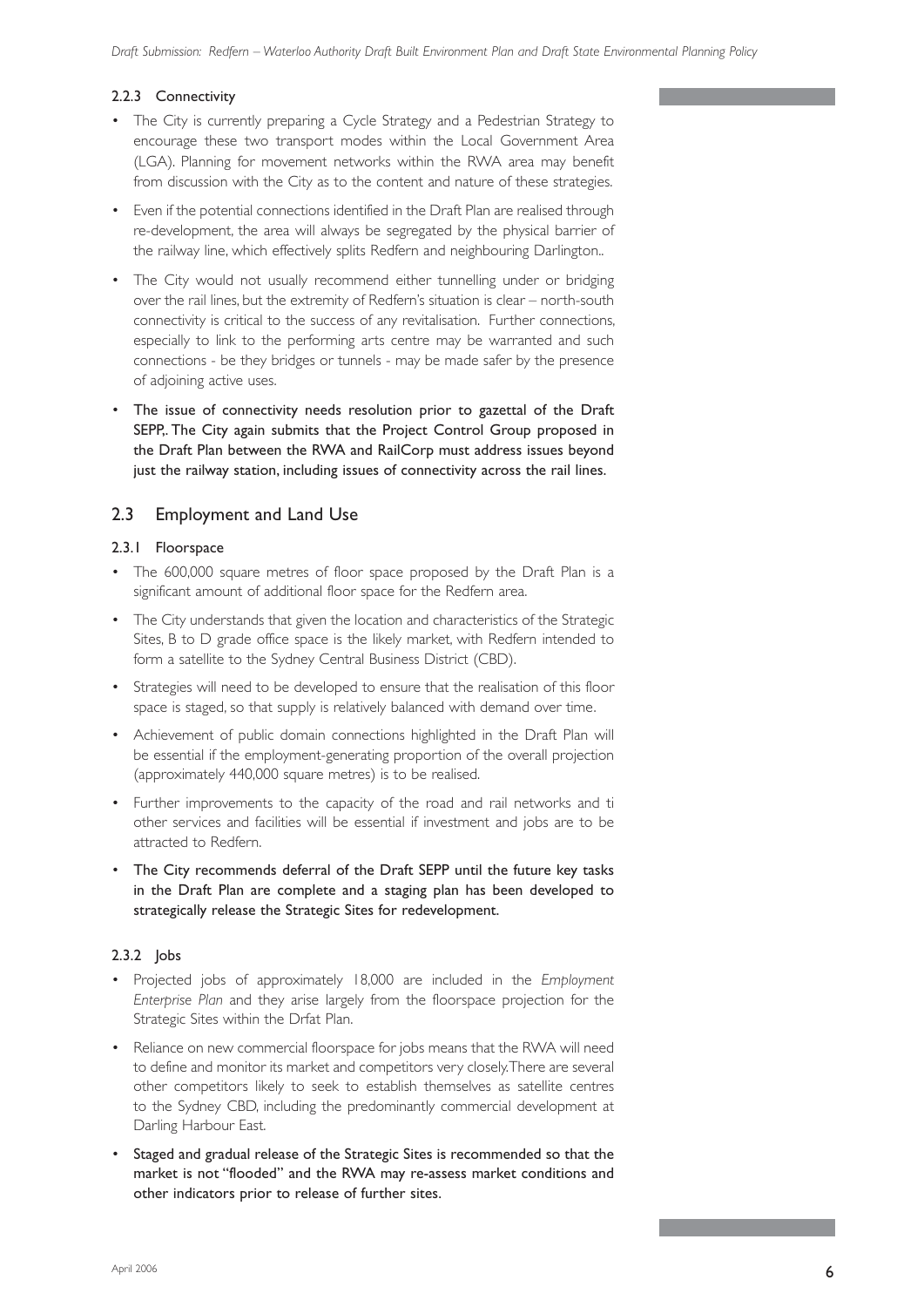#### 2.2.3 Connectivity

- The City is currently preparing a Cycle Strategy and a Pedestrian Strategy to encourage these two transport modes within the Local Government Area (LGA). Planning for movement networks within the RWA area may benefit from discussion with the City as to the content and nature of these strategies.
- Even if the potential connections identified in the Draft Plan are realised through re-development, the area will always be segregated by the physical barrier of the railway line, which effectively splits Redfern and neighbouring Darlington..
- The City would not usually recommend either tunnelling under or bridging over the rail lines, but the extremity of Redfern's situation is clear – north-south connectivity is critical to the success of any revitalisation. Further connections, especially to link to the performing arts centre may be warranted and such connections - be they bridges or tunnels - may be made safer by the presence of adjoining active uses.
- **The issue of connectivity needs resolution prior to gazettal of the Draft SEPP,. The City again submits that the Project Control Group proposed in the Draft Plan between the RWA and RailCorp must address issues beyond just the railway station, including issues of connectivity across the rail lines.**

## 2.3 Employment and Land Use

#### 2.3.1 Floorspace

- The 600,000 square metres of floor space proposed by the Draft Plan is a significant amount of additional floor space for the Redfern area.
- The City understands that given the location and characteristics of the Strategic Sites, B to D grade office space is the likely market, with Redfern intended to form a satellite to the Sydney Central Business District (CBD).
- Strategies will need to be developed to ensure that the realisation of this floor space is staged, so that supply is relatively balanced with demand over time.
- Achievement of public domain connections highlighted in the Draft Plan will be essential if the employment-generating proportion of the overall projection (approximately 440,000 square metres) is to be realised.
- Further improvements to the capacity of the road and rail networks and ti other services and facilities will be essential if investment and jobs are to be attracted to Redfern.
- **The City recommends deferral of the Draft SEPP until the future key tasks in the Draft Plan are complete and a staging plan has been developed to strategically release the Strategic Sites for redevelopment.**

#### 2.3.2 Jobs

- Projected jobs of approximately 18,000 are included in the *Employment Enterprise Plan* and they arise largely from the floorspace projection for the Strategic Sites within the Drfat Plan.
- Reliance on new commercial floorspace for jobs means that the RWA will need to define and monitor its market and competitors very closely.There are several other competitors likely to seek to establish themselves as satellite centres to the Sydney CBD, including the predominantly commercial development at Darling Harbour East.
- **Staged and gradual release of the Strategic Sites is recommended so that the market is not "flooded" and the RWA may re-assess market conditions and other indicators prior to release of further sites.**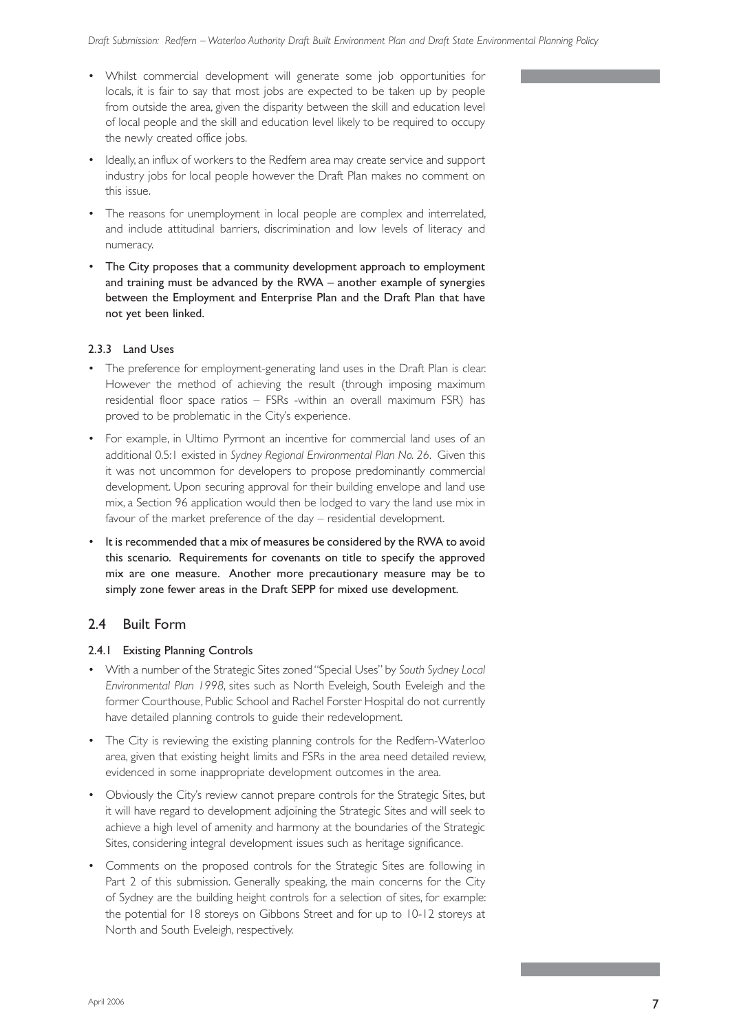- Whilst commercial development will generate some job opportunities for locals, it is fair to say that most jobs are expected to be taken up by people from outside the area, given the disparity between the skill and education level of local people and the skill and education level likely to be required to occupy the newly created office jobs.
- Ideally, an influx of workers to the Redfern area may create service and support industry jobs for local people however the Draft Plan makes no comment on this issue.
- The reasons for unemployment in local people are complex and interrelated, and include attitudinal barriers, discrimination and low levels of literacy and numeracy.
- The City proposes that a community development approach to employment and training must be advanced by the RWA – another example of synergies between the Employment and Enterprise Plan and the Draft Plan that have not yet been linked.

#### 2.3.3 Land Uses

- The preference for employment-generating land uses in the Draft Plan is clear. However the method of achieving the result (through imposing maximum residential floor space ratios – FSRs -within an overall maximum FSR) has proved to be problematic in the City's experience.
- For example, in Ultimo Pyrmont an incentive for commercial land uses of an additional 0.5:1 existed in *Sydney Regional Environmental Plan No. 26*. Given this it was not uncommon for developers to propose predominantly commercial development. Upon securing approval for their building envelope and land use mix, a Section 96 application would then be lodged to vary the land use mix in favour of the market preference of the day – residential development.
- It is recommended that a mix of measures be considered by the RWA to avoid this scenario. Requirements for covenants on title to specify the approved mix are one measure. Another more precautionary measure may be to simply zone fewer areas in the Draft SEPP for mixed use development.

## 2.4 Built Form

#### 2.4.1 Existing Planning Controls

- With a number of the Strategic Sites zoned "Special Uses" by *South Sydney Local Environmental Plan 1998*, sites such as North Eveleigh, South Eveleigh and the former Courthouse, Public School and Rachel Forster Hospital do not currently have detailed planning controls to guide their redevelopment.
- The City is reviewing the existing planning controls for the Redfern-Waterloo area, given that existing height limits and FSRs in the area need detailed review, evidenced in some inappropriate development outcomes in the area.
- Obviously the City's review cannot prepare controls for the Strategic Sites, but it will have regard to development adjoining the Strategic Sites and will seek to achieve a high level of amenity and harmony at the boundaries of the Strategic Sites, considering integral development issues such as heritage significance.
- Comments on the proposed controls for the Strategic Sites are following in Part 2 of this submission. Generally speaking, the main concerns for the City of Sydney are the building height controls for a selection of sites, for example: the potential for 18 storeys on Gibbons Street and for up to 10-12 storeys at North and South Eveleigh, respectively.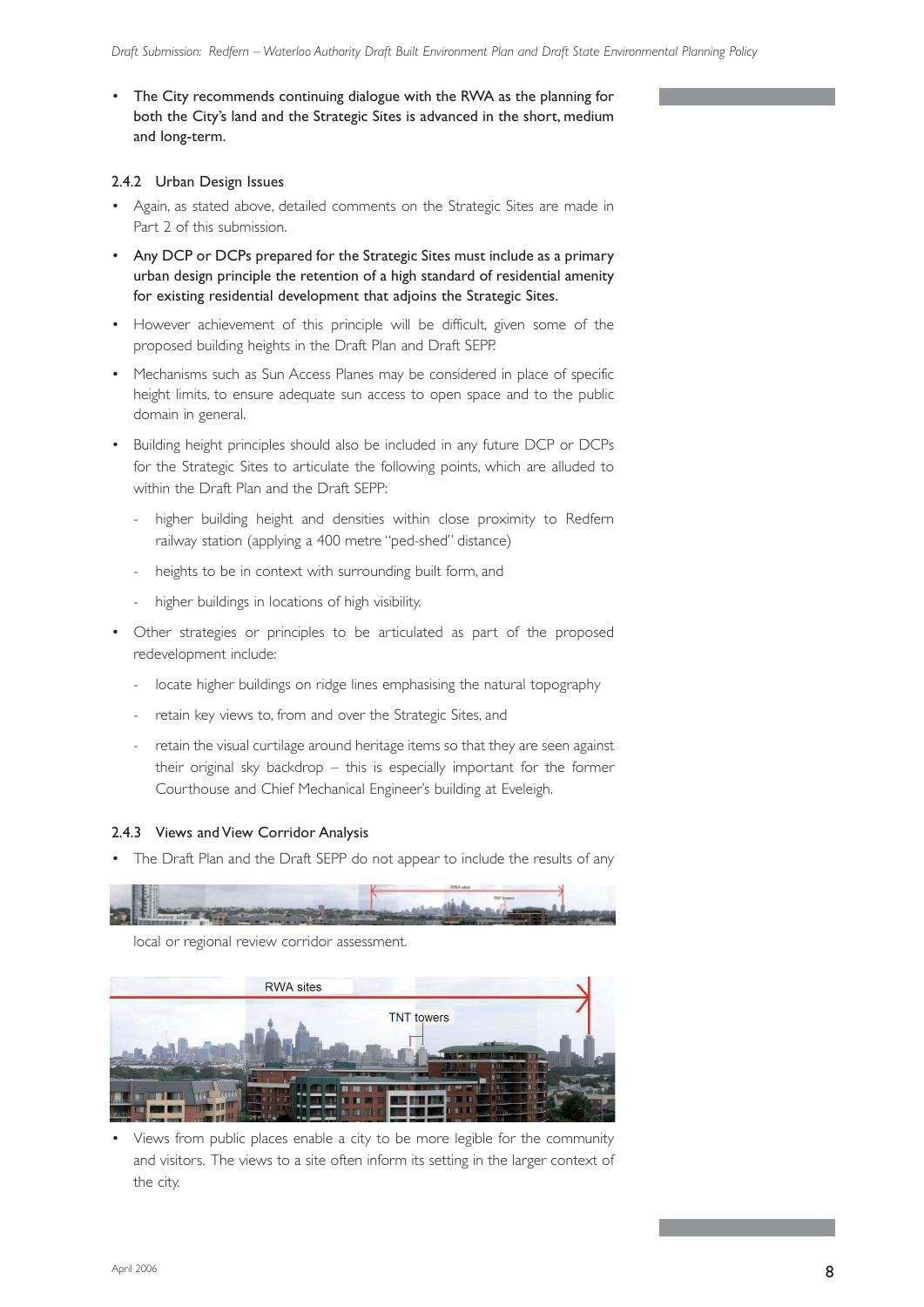- The City recommends continuing dialogue with the RWA as the planning for both the City's land and the Strategic Sites is advanced in the short, medium and long-term.

### 2.4.2 Urban Design Issues

- Again, as stated above, detailed comments on the Strategic Sites are made in Part 2 of this submission.
- Any DCP or DCPs prepared for the Strategic Sites must include as a primary urban design principle the retention of a high standard of residential amenity for existing residential development that adjoins the Strategic Sites.
- However achievement of this principle will be difficult, given some of the proposed building heights in the Draft Plan and Draft SEPP.
- Mechanisms such as Sun Access Planes may be considered in place of specific height limits, to ensure adequate sun access to open space and to the public domain in general.
- Building height principles should also be included in any future DCP or DCPs for the Strategic Sites to articulate the following points, which are alluded to within the Draft Plan and the Draft SEPP:
  - higher building height and densities within close proximity to Redfern railway station (applying a 400 metre "ped-shed" distance)
  - heights to be in context with surrounding built form, and
  - higher buildings in locations of high visibility.
- Other strategies or principles to be articulated as part of the proposed redevelopment include:
  - locate higher buildings on ridge lines emphasising the natural topography
  - retain key views to, from and over the Strategic Sites, and
  - retain the visual curtilage around heritage items so that they are seen against their original sky backdrop – this is especially important for the former Courthouse and Chief Mechanical Engineer's building at Eveleigh.

### 2.4.3 Views and View Corridor Analysis

- The Draft Plan and the Draft SEPP do not appear to include the results of any local or regional review corridor assessment.
- Views from public places enable a city to be more legible for the community and visitors. The views to a site often inform its setting in the larger context of the city.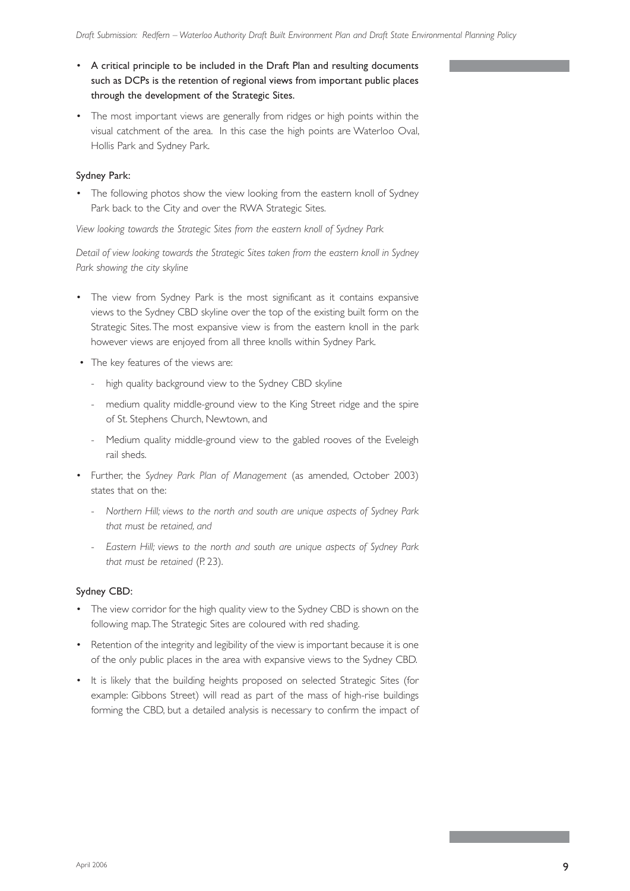- A critical principle to be included in the Draft Plan and resulting documents such as DCPs is the retention of regional views from important public places through the development of the Strategic Sites.
- The most important views are generally from ridges or high points within the visual catchment of the area. In this case the high points are Waterloo Oval, Hollis Park and Sydney Park.

### Sydney Park:

- The following photos show the view looking from the eastern knoll of Sydney Park back to the City and over the RWA Strategic Sites.

*View looking towards the Strategic Sites from the eastern knoll of Sydney Park*

*Detail of view looking towards the Strategic Sites taken from the eastern knoll in Sydney Park showing the city skyline*

- The view from Sydney Park is the most significant as it contains expansive views to the Sydney CBD skyline over the top of the existing built form on the Strategic Sites. The most expansive view is from the eastern knoll in the park however views are enjoyed from all three knolls within Sydney Park.
- The key features of the views are:
  - high quality background view to the Sydney CBD skyline
  - medium quality middle-ground view to the King Street ridge and the spire of St. Stephens Church, Newtown, and
  - Medium quality middle-ground view to the gabled rooves of the Eveleigh rail sheds.
- Further, the *Sydney Park Plan of Management* (as amended, October 2003) states that on the:
  - *Northern Hill; views to the north and south are unique aspects of Sydney Park that must be retained, and*
  - *Eastern Hill; views to the north and south are unique aspects of Sydney Park that must be retained* (P. 23).

### Sydney CBD:

- The view corridor for the high quality view to the Sydney CBD is shown on the following map. The Strategic Sites are coloured with red shading.
- Retention of the integrity and legibility of the view is important because it is one of the only public places in the area with expansive views to the Sydney CBD.
- It is likely that the building heights proposed on selected Strategic Sites (for example: Gibbons Street) will read as part of the mass of high-rise buildings forming the CBD, but a detailed analysis is necessary to confirm the impact of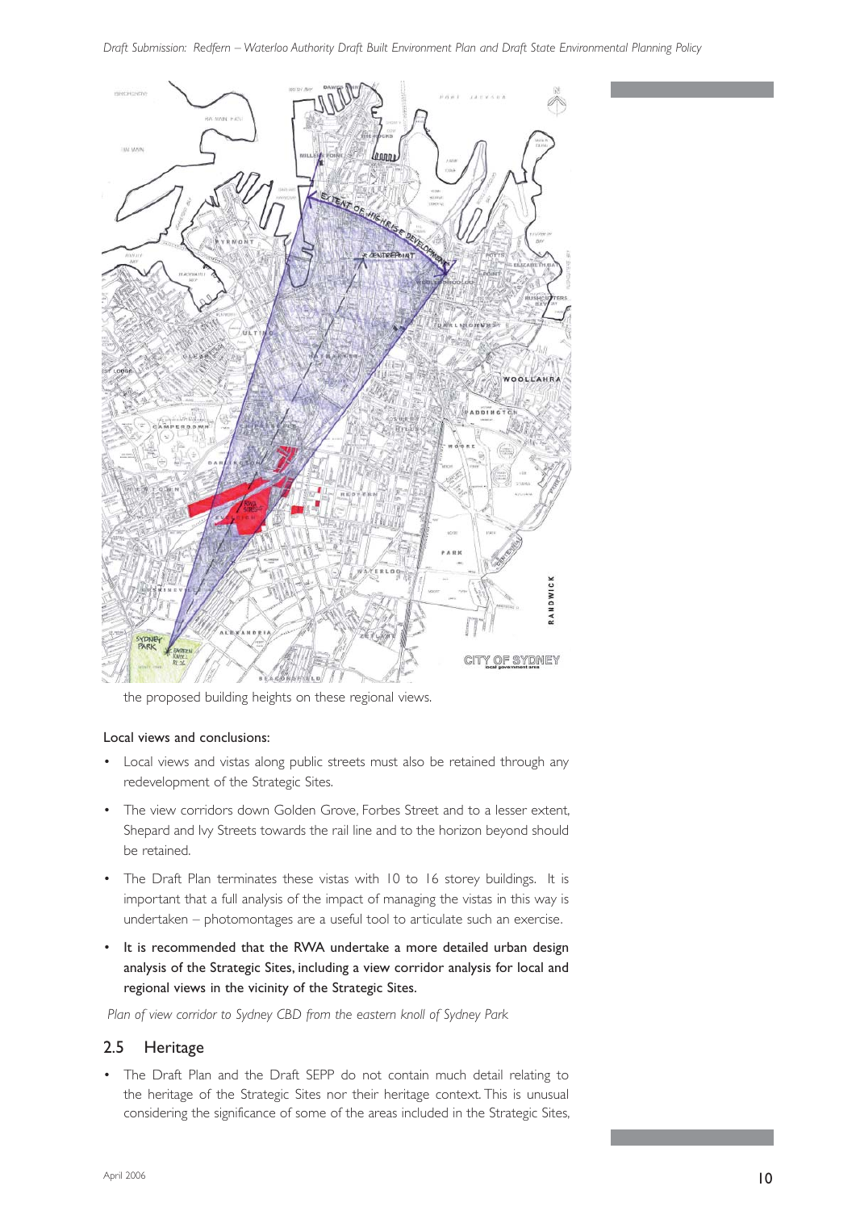the proposed building heights on these regional views.

Local views and conclusions:

- Local views and vistas along public streets must also be retained through any redevelopment of the Strategic Sites.
- The view corridors down Golden Grove, Forbes Street and to a lesser extent, Shepard and Ivy Streets towards the rail line and to the horizon beyond should be retained.
- The Draft Plan terminates these vistas with 10 to 16 storey buildings. It is important that a full analysis of the impact of managing the vistas in this way is undertaken – photomontages are a useful tool to articulate such an exercise.
- **It is recommended that the RWA undertake a more detailed urban design analysis of the Strategic Sites, including a view corridor analysis for local and regional views in the vicinity of the Strategic Sites.**

*Plan of view corridor to Sydney CBD from the eastern knoll of Sydney Park*

## 2.5 Heritage

- The Draft Plan and the Draft SEPP do not contain much detail relating to the heritage of the Strategic Sites nor their heritage context. This is unusual considering the significance of some of the areas included in the Strategic Sites,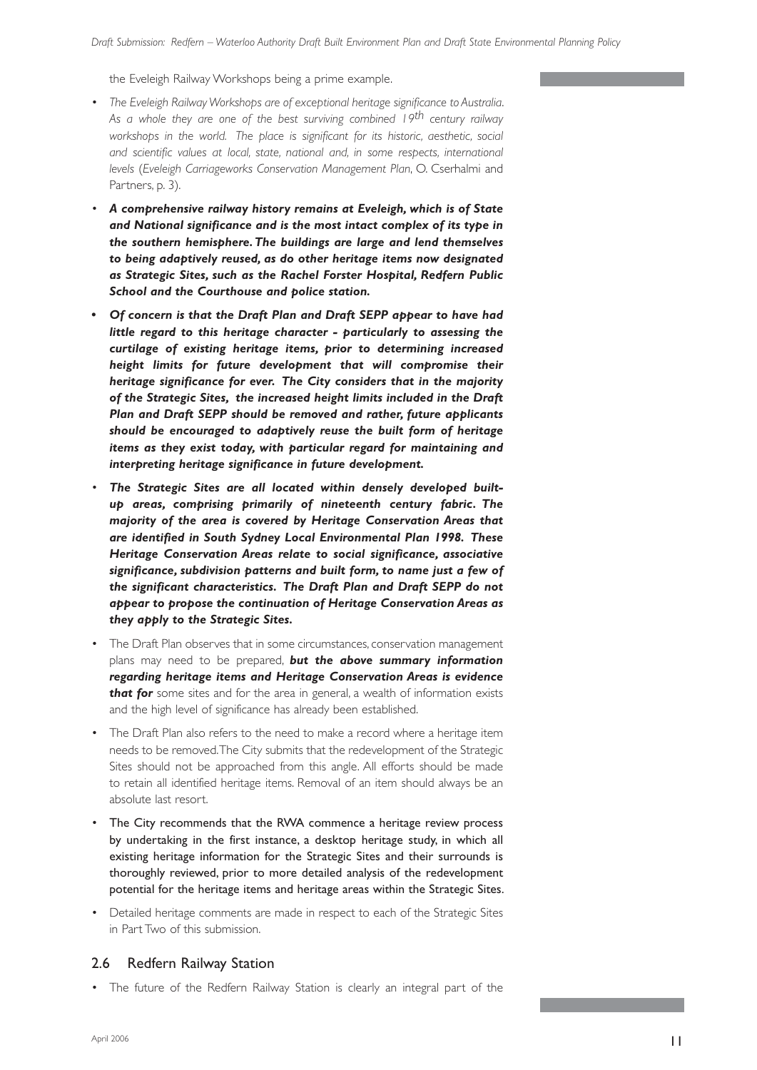the Eveleigh Railway Workshops being a prime example.

- *The Eveleigh Railway Workshops are of exceptional heritage significance to Australia. As a whole they are one of the best surviving combined 19th century railway workshops in the world. The place is significant for its historic, aesthetic, social and scientific values at local, state, national and, in some respects, international levels* (*Eveleigh Carriageworks Conservation Management Plan*, O. Cserhalmi and Partners, p. 3).
- ***A comprehensive railway history remains at Eveleigh, which is of State and National significance and is the most intact complex of its type in the southern hemisphere. The buildings are large and lend themselves to being adaptively reused, as do other heritage items now designated as Strategic Sites, such as the Rachel Forster Hospital, Redfern Public School and the Courthouse and police station.***
- ***Of concern is that the Draft Plan and Draft SEPP appear to have had little regard to this heritage character - particularly to assessing the curtilage of existing heritage items, prior to determining increased height limits for future development that will compromise their heritage significance for ever. The City considers that in the majority of the Strategic Sites, the increased height limits included in the Draft Plan and Draft SEPP should be removed and rather, future applicants should be encouraged to adaptively reuse the built form of heritage items as they exist today, with particular regard for maintaining and interpreting heritage significance in future development.***
- ***The Strategic Sites are all located within densely developed built-up areas, comprising primarily of nineteenth century fabric. The majority of the area is covered by Heritage Conservation Areas that are identified in South Sydney Local Environmental Plan 1998. These Heritage Conservation Areas relate to social significance, associative significance, subdivision patterns and built form, to name just a few of the significant characteristics. The Draft Plan and Draft SEPP do not appear to propose the continuation of Heritage Conservation Areas as they apply to the Strategic Sites.***
- The Draft Plan observes that in some circumstances, conservation management plans may need to be prepared, ***but the above summary information regarding heritage items and Heritage Conservation Areas is evidence that for*** some sites and for the area in general, a wealth of information exists and the high level of significance has already been established.
- The Draft Plan also refers to the need to make a record where a heritage item needs to be removed. The City submits that the redevelopment of the Strategic Sites should not be approached from this angle. All efforts should be made to retain all identified heritage items. Removal of an item should always be an absolute last resort.
- The City recommends that the RWA commence a heritage review process by undertaking in the first instance, a desktop heritage study, in which all existing heritage information for the Strategic Sites and their surrounds is thoroughly reviewed, prior to more detailed analysis of the redevelopment potential for the heritage items and heritage areas within the Strategic Sites.
- Detailed heritage comments are made in respect to each of the Strategic Sites in Part Two of this submission.

## 2.6 Redfern Railway Station

- The future of the Redfern Railway Station is clearly an integral part of the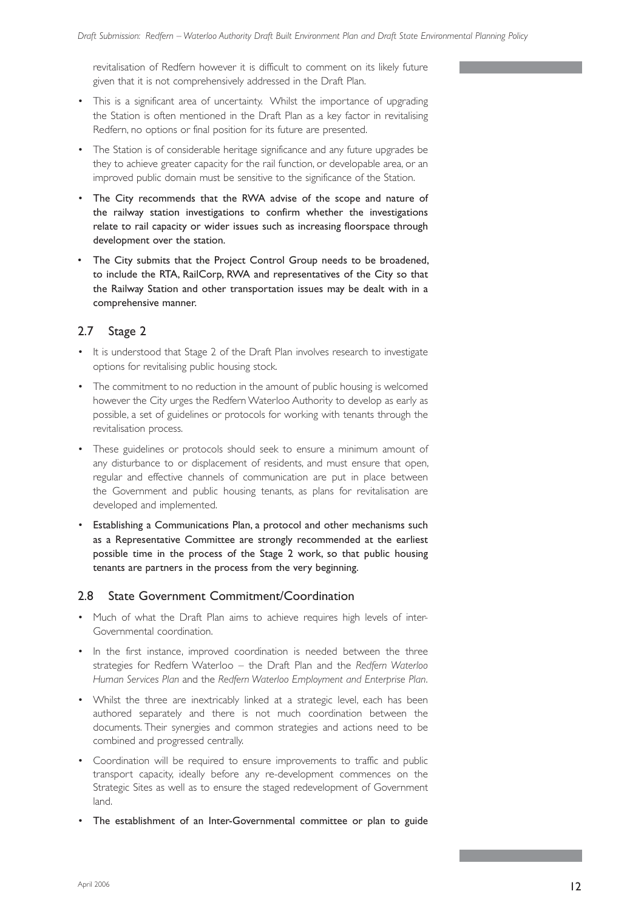revitalisation of Redfern however it is difficult to comment on its likely future given that it is not comprehensively addressed in the Draft Plan.

- This is a significant area of uncertainty. Whilst the importance of upgrading the Station is often mentioned in the Draft Plan as a key factor in revitalising Redfern, no options or final position for its future are presented.
- The Station is of considerable heritage significance and any future upgrades be they to achieve greater capacity for the rail function, or developable area, or an improved public domain must be sensitive to the significance of the Station.
- **The City recommends that the RWA advise of the scope and nature of the railway station investigations to confirm whether the investigations relate to rail capacity or wider issues such as increasing floorspace through development over the station.**
- **The City submits that the Project Control Group needs to be broadened, to include the RTA, RailCorp, RWA and representatives of the City so that the Railway Station and other transportation issues may be dealt with in a comprehensive manner.**

## 2.7 Stage 2

- It is understood that Stage 2 of the Draft Plan involves research to investigate options for revitalising public housing stock.
- The commitment to no reduction in the amount of public housing is welcomed however the City urges the Redfern Waterloo Authority to develop as early as possible, a set of guidelines or protocols for working with tenants through the revitalisation process.
- These guidelines or protocols should seek to ensure a minimum amount of any disturbance to or displacement of residents, and must ensure that open, regular and effective channels of communication are put in place between the Government and public housing tenants, as plans for revitalisation are developed and implemented.
- **Establishing a Communications Plan, a protocol and other mechanisms such as a Representative Committee are strongly recommended at the earliest possible time in the process of the Stage 2 work, so that public housing tenants are partners in the process from the very beginning.**

## 2.8 State Government Commitment/Coordination

- Much of what the Draft Plan aims to achieve requires high levels of inter-Governmental coordination.
- In the first instance, improved coordination is needed between the three strategies for Redfern Waterloo – the Draft Plan and the *Redfern Waterloo Human Services Plan* and the *Redfern Waterloo Employment and Enterprise Plan*.
- Whilst the three are inextricably linked at a strategic level, each has been authored separately and there is not much coordination between the documents. Their synergies and common strategies and actions need to be combined and progressed centrally.
- Coordination will be required to ensure improvements to traffic and public transport capacity, ideally before any re-development commences on the Strategic Sites as well as to ensure the staged redevelopment of Government land.
- **The establishment of an Inter-Governmental committee or plan to guide**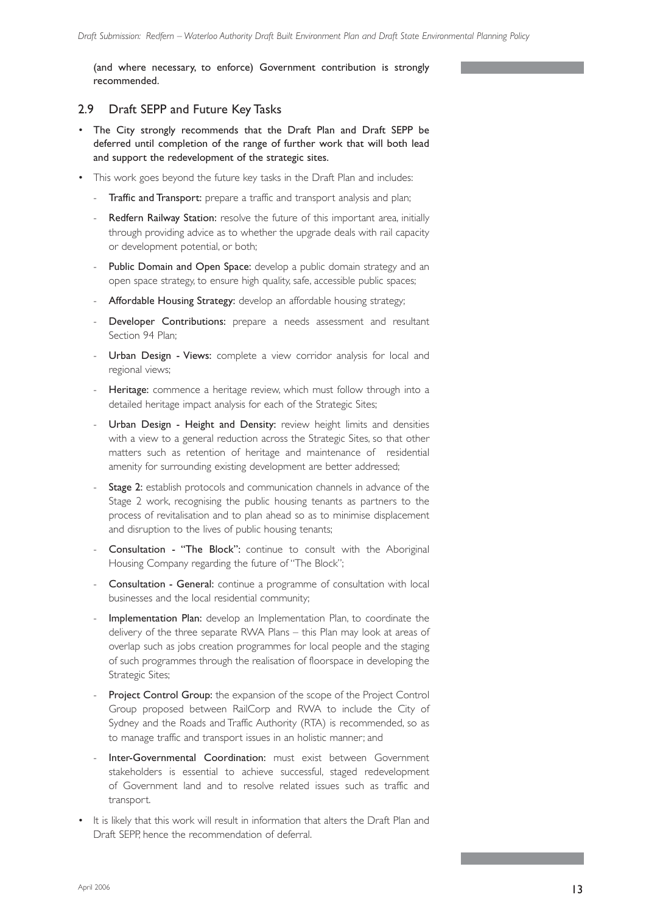(and where necessary, to enforce) Government contribution is strongly recommended.

## 2.9 Draft SEPP and Future Key Tasks

- **The City strongly recommends that the Draft Plan and Draft SEPP be deferred until completion of the range of further work that will both lead and support the redevelopment of the strategic sites.**
- This work goes beyond the future key tasks in the Draft Plan and includes:
  - **Traffic and Transport:** prepare a traffic and transport analysis and plan;
  - **Redfern Railway Station:** resolve the future of this important area, initially through providing advice as to whether the upgrade deals with rail capacity or development potential, or both;
  - **Public Domain and Open Space:** develop a public domain strategy and an open space strategy, to ensure high quality, safe, accessible public spaces;
  - **Affordable Housing Strategy:** develop an affordable housing strategy;
  - **Developer Contributions:** prepare a needs assessment and resultant Section 94 Plan;
  - **Urban Design - Views:** complete a view corridor analysis for local and regional views;
  - **Heritage:** commence a heritage review, which must follow through into a detailed heritage impact analysis for each of the Strategic Sites;
  - **Urban Design - Height and Density:** review height limits and densities with a view to a general reduction across the Strategic Sites, so that other matters such as retention of heritage and maintenance of residential amenity for surrounding existing development are better addressed;
  - **Stage 2:** establish protocols and communication channels in advance of the Stage 2 work, recognising the public housing tenants as partners to the process of revitalisation and to plan ahead so as to minimise displacement and disruption to the lives of public housing tenants;
  - **Consultation - "The Block":** continue to consult with the Aboriginal Housing Company regarding the future of "The Block";
  - **Consultation - General:** continue a programme of consultation with local businesses and the local residential community;
  - **Implementation Plan:** develop an Implementation Plan, to coordinate the delivery of the three separate RWA Plans – this Plan may look at areas of overlap such as jobs creation programmes for local people and the staging of such programmes through the realisation of floorspace in developing the Strategic Sites;
  - **Project Control Group:** the expansion of the scope of the Project Control Group proposed between RailCorp and RWA to include the City of Sydney and the Roads and Traffic Authority (RTA) is recommended, so as to manage traffic and transport issues in an holistic manner; and
  - **Inter-Governmental Coordination:** must exist between Government stakeholders is essential to achieve successful, staged redevelopment of Government land and to resolve related issues such as traffic and transport.
- It is likely that this work will result in information that alters the Draft Plan and Draft SEPP, hence the recommendation of deferral.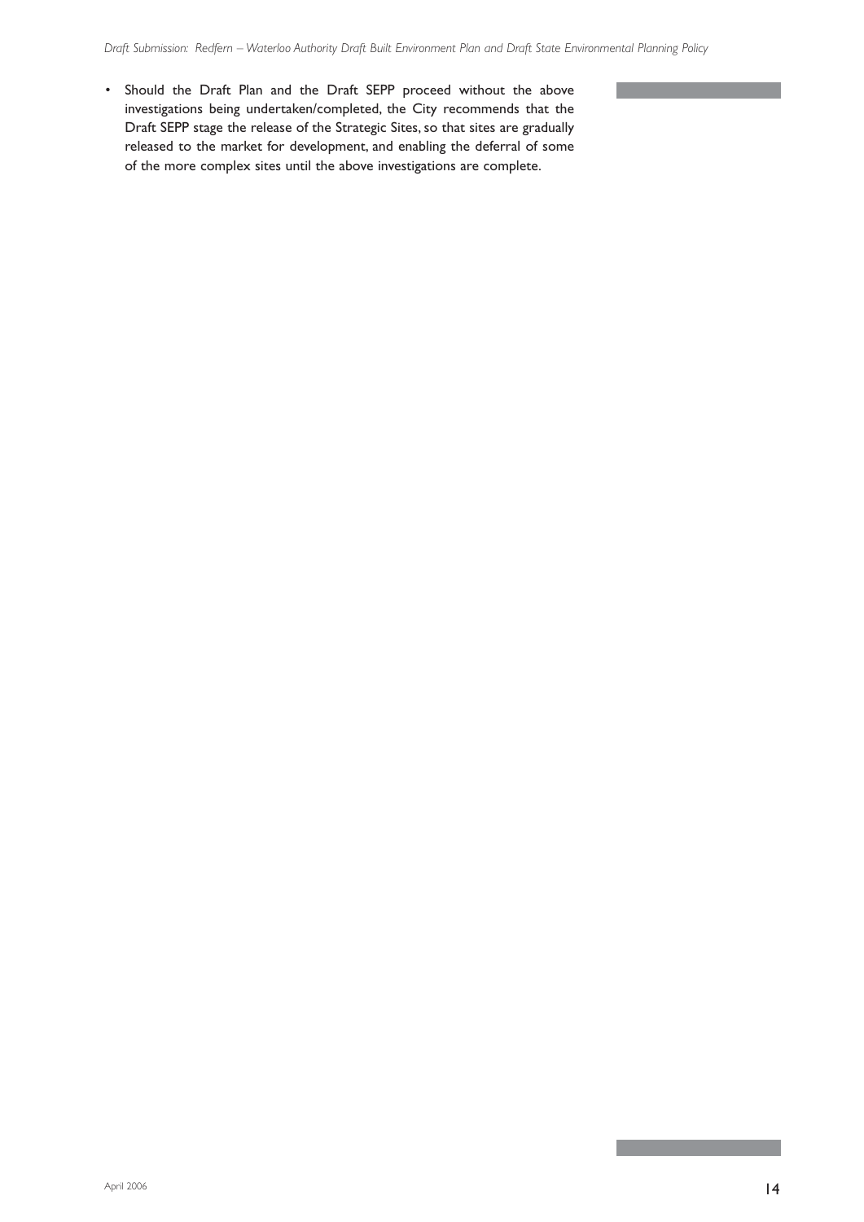- Should the Draft Plan and the Draft SEPP proceed without the above investigations being undertaken/completed, the City recommends that the Draft SEPP stage the release of the Strategic Sites, so that sites are gradually released to the market for development, and enabling the deferral of some of the more complex sites until the above investigations are complete.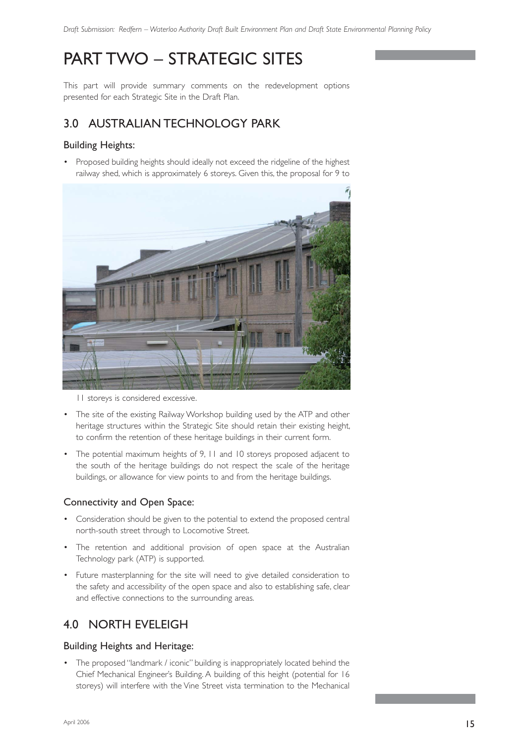# PART TWO – STRATEGIC SITES

This part will provide summary comments on the redevelopment options presented for each Strategic Site in the Draft Plan.

## 3.0 AUSTRALIAN TECHNOLOGY PARK

### Building Heights:

- Proposed building heights should ideally not exceed the ridgeline of the highest railway shed, which is approximately 6 storeys. Given this, the proposal for 9 to 11 storeys is considered excessive.
- The site of the existing Railway Workshop building used by the ATP and other heritage structures within the Strategic Site should retain their existing height, to confirm the retention of these heritage buildings in their current form.
- The potential maximum heights of 9, 11 and 10 storeys proposed adjacent to the south of the heritage buildings do not respect the scale of the heritage buildings, or allowance for view points to and from the heritage buildings.

### Connectivity and Open Space:

- Consideration should be given to the potential to extend the proposed central north-south street through to Locomotive Street.
- The retention and additional provision of open space at the Australian Technology park (ATP) is supported.
- Future masterplanning for the site will need to give detailed consideration to the safety and accessibility of the open space and also to establishing safe, clear and effective connections to the surrounding areas.

## 4.0 NORTH EVELEIGH

### Building Heights and Heritage:

- The proposed "landmark / iconic" building is inappropriately located behind the Chief Mechanical Engineer's Building. A building of this height (potential for 16 storeys) will interfere with the Vine Street vista termination to the Mechanical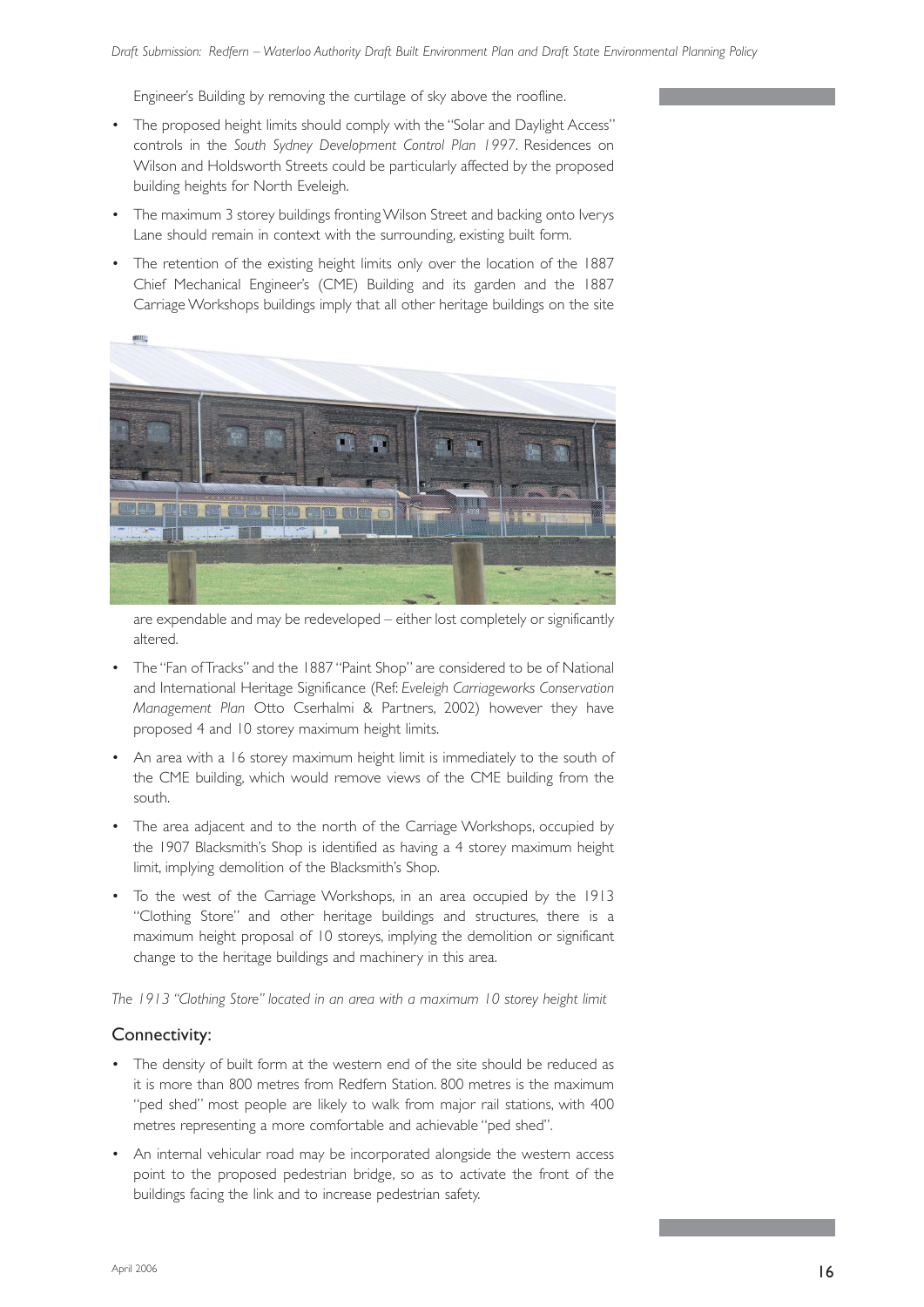Engineer's Building by removing the curtilage of sky above the roofline.

- The proposed height limits should comply with the "Solar and Daylight Access" controls in the *South Sydney Development Control Plan 1997*. Residences on Wilson and Holdsworth Streets could be particularly affected by the proposed building heights for North Eveleigh.
- The maximum 3 storey buildings fronting Wilson Street and backing onto Iverys Lane should remain in context with the surrounding, existing built form.
- The retention of the existing height limits only over the location of the 1887 Chief Mechanical Engineer's (CME) Building and its garden and the 1887 Carriage Workshops buildings imply that all other heritage buildings on the site are expendable and may be redeveloped – either lost completely or significantly altered.
- The "Fan of Tracks" and the 1887 "Paint Shop" are considered to be of National and International Heritage Significance (Ref: *Eveleigh Carriageworks Conservation Management Plan* Otto Cserhalmi & Partners, 2002) however they have proposed 4 and 10 storey maximum height limits.
- An area with a 16 storey maximum height limit is immediately to the south of the CME building, which would remove views of the CME building from the south.
- The area adjacent and to the north of the Carriage Workshops, occupied by the 1907 Blacksmith's Shop is identified as having a 4 storey maximum height limit, implying demolition of the Blacksmith's Shop.
- To the west of the Carriage Workshops, in an area occupied by the 1913 "Clothing Store" and other heritage buildings and structures, there is a maximum height proposal of 10 storeys, implying the demolition or significant change to the heritage buildings and machinery in this area.

*The 1913 "Clothing Store" located in an area with a maximum 10 storey height limit*

## Connectivity:

- The density of built form at the western end of the site should be reduced as it is more than 800 metres from Redfern Station. 800 metres is the maximum "ped shed" most people are likely to walk from major rail stations, with 400 metres representing a more comfortable and achievable "ped shed".
- An internal vehicular road may be incorporated alongside the western access point to the proposed pedestrian bridge, so as to activate the front of the buildings facing the link and to increase pedestrian safety.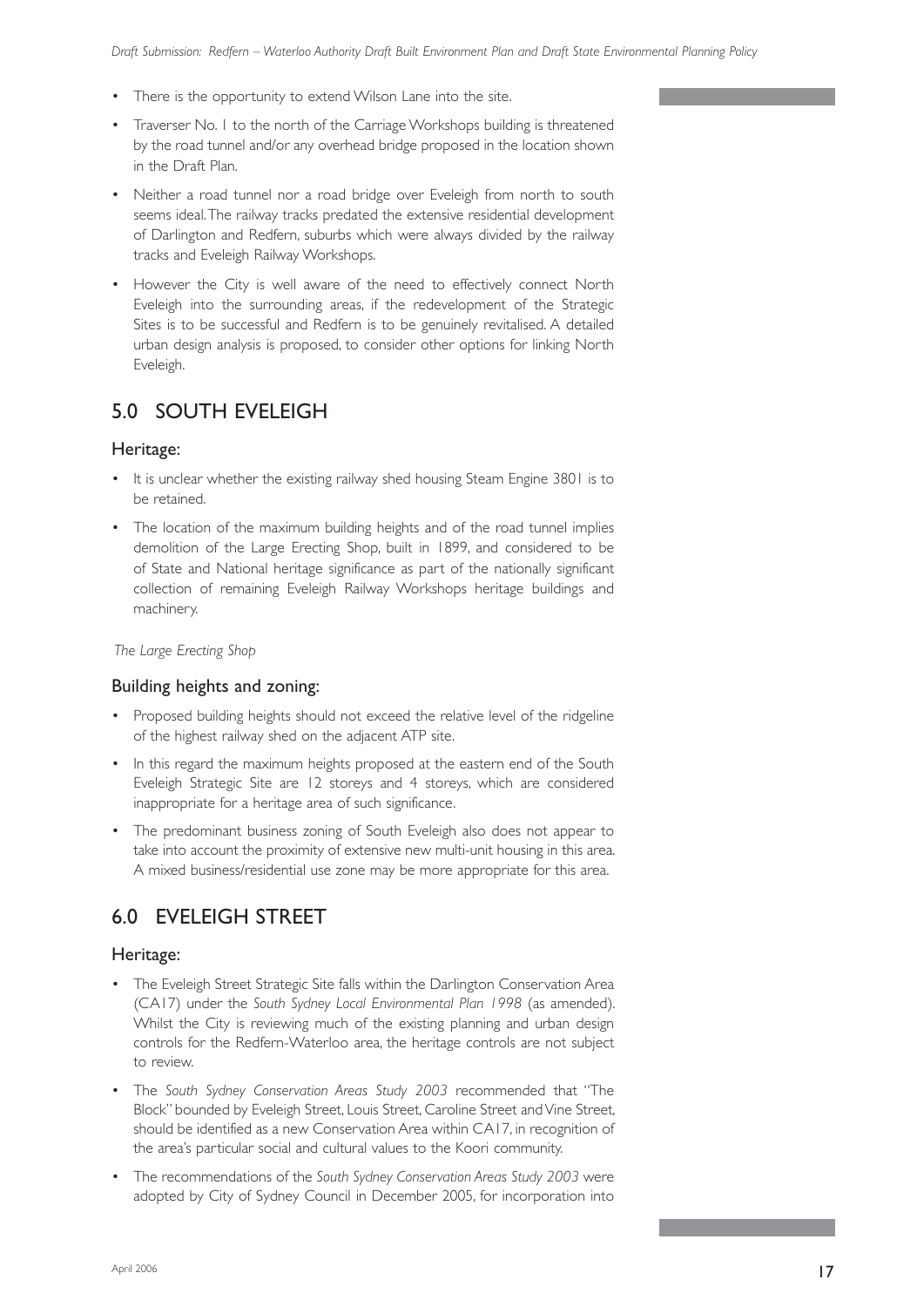- There is the opportunity to extend Wilson Lane into the site.
- Traverser No. 1 to the north of the Carriage Workshops building is threatened by the road tunnel and/or any overhead bridge proposed in the location shown in the Draft Plan.
- Neither a road tunnel nor a road bridge over Eveleigh from north to south seems ideal. The railway tracks predated the extensive residential development of Darlington and Redfern, suburbs which were always divided by the railway tracks and Eveleigh Railway Workshops.
- However the City is well aware of the need to effectively connect North Eveleigh into the surrounding areas, if the redevelopment of the Strategic Sites is to be successful and Redfern is to be genuinely revitalised. A detailed urban design analysis is proposed, to consider other options for linking North Eveleigh.

## 5.0 SOUTH EVELEIGH

### Heritage:

- It is unclear whether the existing railway shed housing Steam Engine 3801 is to be retained.
- The location of the maximum building heights and of the road tunnel implies demolition of the Large Erecting Shop, built in 1899, and considered to be of State and National heritage significance as part of the nationally significant collection of remaining Eveleigh Railway Workshops heritage buildings and machinery.

*The Large Erecting Shop*

### Building heights and zoning:

- Proposed building heights should not exceed the relative level of the ridgeline of the highest railway shed on the adjacent ATP site.
- In this regard the maximum heights proposed at the eastern end of the South Eveleigh Strategic Site are 12 storeys and 4 storeys, which are considered inappropriate for a heritage area of such significance.
- The predominant business zoning of South Eveleigh also does not appear to take into account the proximity of extensive new multi-unit housing in this area. A mixed business/residential use zone may be more appropriate for this area.

## 6.0 EVELEIGH STREET

### Heritage:

- The Eveleigh Street Strategic Site falls within the Darlington Conservation Area (CA17) under the *South Sydney Local Environmental Plan 1998* (as amended). Whilst the City is reviewing much of the existing planning and urban design controls for the Redfern-Waterloo area, the heritage controls are not subject to review.
- The *South Sydney Conservation Areas Study 2003* recommended that "The Block" bounded by Eveleigh Street, Louis Street, Caroline Street and Vine Street, should be identified as a new Conservation Area within CA17, in recognition of the area's particular social and cultural values to the Koori community.
- The recommendations of the *South Sydney Conservation Areas Study 2003* were adopted by City of Sydney Council in December 2005, for incorporation into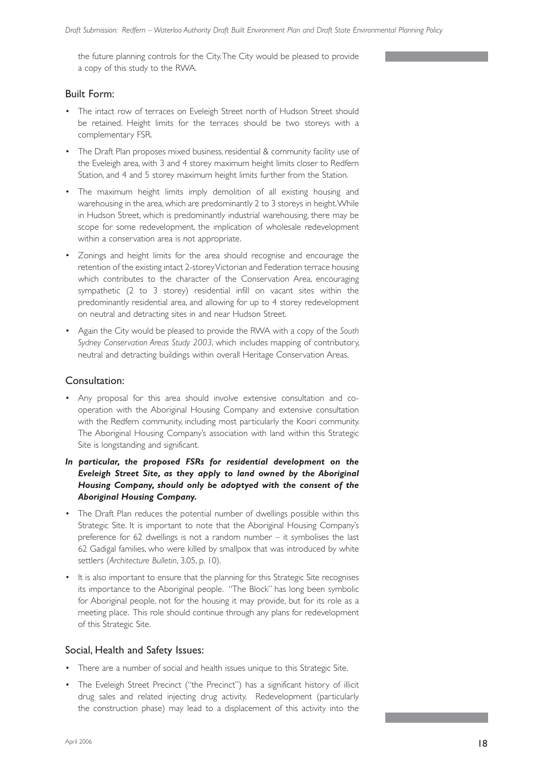the future planning controls for the City. The City would be pleased to provide a copy of this study to the RWA.

## Built Form:

- The intact row of terraces on Eveleigh Street north of Hudson Street should be retained. Height limits for the terraces should be two storeys with a complementary FSR.
- The Draft Plan proposes mixed business, residential & community facility use of the Eveleigh area, with 3 and 4 storey maximum height limits closer to Redfern Station, and 4 and 5 storey maximum height limits further from the Station.
- The maximum height limits imply demolition of all existing housing and warehousing in the area, which are predominantly 2 to 3 storeys in height. While in Hudson Street, which is predominantly industrial warehousing, there may be scope for some redevelopment, the implication of wholesale redevelopment within a conservation area is not appropriate.
- Zonings and height limits for the area should recognise and encourage the retention of the existing intact 2-storey Victorian and Federation terrace housing which contributes to the character of the Conservation Area, encouraging sympathetic (2 to 3 storey) residential infill on vacant sites within the predominantly residential area, and allowing for up to 4 storey redevelopment on neutral and detracting sites in and near Hudson Street.
- Again the City would be pleased to provide the RWA with a copy of the *South Sydney Conservation Areas Study 2003*, which includes mapping of contributory, neutral and detracting buildings within overall Heritage Conservation Areas.

## Consultation:

- Any proposal for this area should involve extensive consultation and co-operation with the Aboriginal Housing Company and extensive consultation with the Redfern community, including most particularly the Koori community. The Aboriginal Housing Company's association with land within this Strategic Site is longstanding and significant.

***In particular, the proposed FSRs for residential development on the Eveleigh Street Site, as they apply to land owned by the Aboriginal Housing Company, should only be adoptyed with the consent of the Aboriginal Housing Company.***

- The Draft Plan reduces the potential number of dwellings possible within this Strategic Site. It is important to note that the Aboriginal Housing Company's preference for 62 dwellings is not a random number – it symbolises the last 62 Gadigal families, who were killed by smallpox that was introduced by white settlers (*Architecture Bulletin*, 3.05, p. 10).
- It is also important to ensure that the planning for this Strategic Site recognises its importance to the Aboriginal people. "The Block" has long been symbolic for Aboriginal people, not for the housing it may provide, but for its role as a meeting place. This role should continue through any plans for redevelopment of this Strategic Site.

## Social, Health and Safety Issues:

- There are a number of social and health issues unique to this Strategic Site.
- The Eveleigh Street Precinct ("the Precinct") has a significant history of illicit drug sales and related injecting drug activity. Redevelopment (particularly the construction phase) may lead to a displacement of this activity into the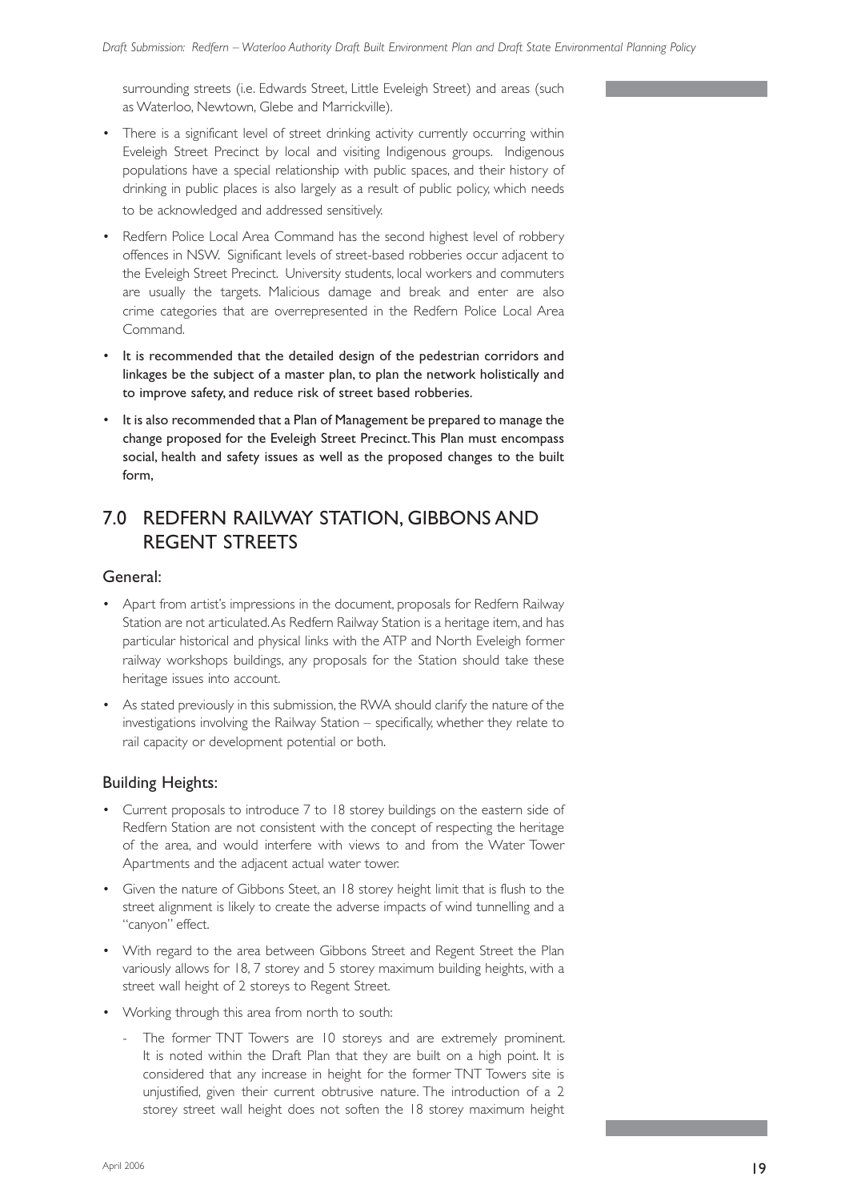surrounding streets (i.e. Edwards Street, Little Eveleigh Street) and areas (such as Waterloo, Newtown, Glebe and Marrickville).

- There is a significant level of street drinking activity currently occurring within Eveleigh Street Precinct by local and visiting Indigenous groups. Indigenous populations have a special relationship with public spaces, and their history of drinking in public places is also largely as a result of public policy, which needs to be acknowledged and addressed sensitively.
- Redfern Police Local Area Command has the second highest level of robbery offences in NSW. Significant levels of street-based robberies occur adjacent to the Eveleigh Street Precinct. University students, local workers and commuters are usually the targets. Malicious damage and break and enter are also crime categories that are overrepresented in the Redfern Police Local Area Command.
- **It is recommended that the detailed design of the pedestrian corridors and linkages be the subject of a master plan, to plan the network holistically and to improve safety, and reduce risk of street based robberies.**
- **It is also recommended that a Plan of Management be prepared to manage the change proposed for the Eveleigh Street Precinct. This Plan must encompass social, health and safety issues as well as the proposed changes to the built form,**

## 7.0 REDFERN RAILWAY STATION, GIBBONS AND REGENT STREETS

### General:

- Apart from artist's impressions in the document, proposals for Redfern Railway Station are not articulated. As Redfern Railway Station is a heritage item, and has particular historical and physical links with the ATP and North Eveleigh former railway workshops buildings, any proposals for the Station should take these heritage issues into account.
- As stated previously in this submission, the RWA should clarify the nature of the investigations involving the Railway Station – specifically, whether they relate to rail capacity or development potential or both.

### Building Heights:

- Current proposals to introduce 7 to 18 storey buildings on the eastern side of Redfern Station are not consistent with the concept of respecting the heritage of the area, and would interfere with views to and from the Water Tower Apartments and the adjacent actual water tower.
- Given the nature of Gibbons Steet, an 18 storey height limit that is flush to the street alignment is likely to create the adverse impacts of wind tunnelling and a "canyon" effect.
- With regard to the area between Gibbons Street and Regent Street the Plan variously allows for 18, 7 storey and 5 storey maximum building heights, with a street wall height of 2 storeys to Regent Street.
- Working through this area from north to south:
  - The former TNT Towers are 10 storeys and are extremely prominent. It is noted within the Draft Plan that they are built on a high point. It is considered that any increase in height for the former TNT Towers site is unjustified, given their current obtrusive nature. The introduction of a 2 storey street wall height does not soften the 18 storey maximum height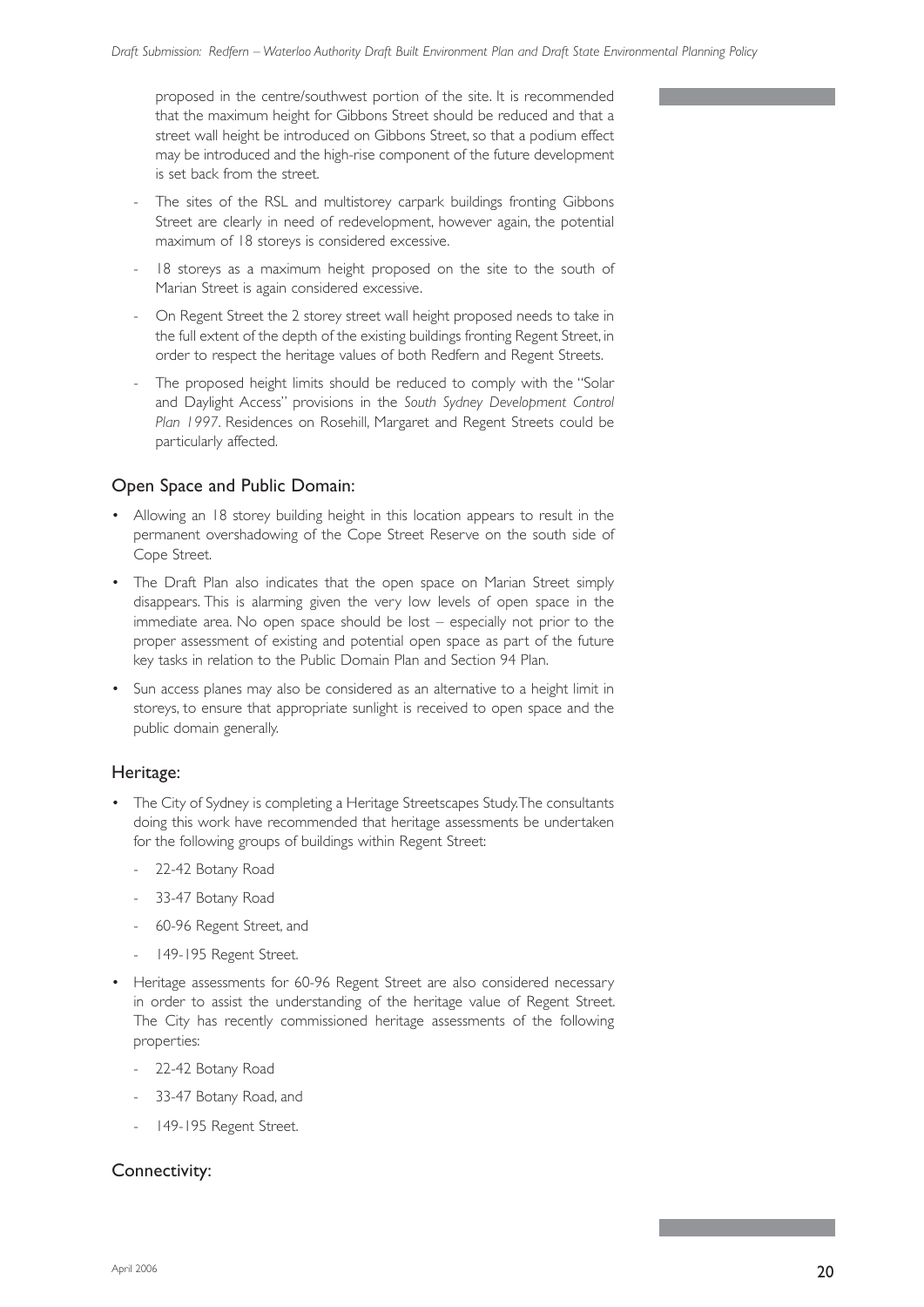proposed in the centre/southwest portion of the site. It is recommended that the maximum height for Gibbons Street should be reduced and that a street wall height be introduced on Gibbons Street, so that a podium effect may be introduced and the high-rise component of the future development is set back from the street.

- The sites of the RSL and multistorey carpark buildings fronting Gibbons Street are clearly in need of redevelopment, however again, the potential maximum of 18 storeys is considered excessive.
- 18 storeys as a maximum height proposed on the site to the south of Marian Street is again considered excessive.
- On Regent Street the 2 storey street wall height proposed needs to take in the full extent of the depth of the existing buildings fronting Regent Street, in order to respect the heritage values of both Redfern and Regent Streets.
- The proposed height limits should be reduced to comply with the "Solar and Daylight Access" provisions in the *South Sydney Development Control Plan 1997*. Residences on Rosehill, Margaret and Regent Streets could be particularly affected.

## Open Space and Public Domain:

- Allowing an 18 storey building height in this location appears to result in the permanent overshadowing of the Cope Street Reserve on the south side of Cope Street.
- The Draft Plan also indicates that the open space on Marian Street simply disappears. This is alarming given the very low levels of open space in the immediate area. No open space should be lost – especially not prior to the proper assessment of existing and potential open space as part of the future key tasks in relation to the Public Domain Plan and Section 94 Plan.
- Sun access planes may also be considered as an alternative to a height limit in storeys, to ensure that appropriate sunlight is received to open space and the public domain generally.

## Heritage:

- The City of Sydney is completing a Heritage Streetscapes Study. The consultants doing this work have recommended that heritage assessments be undertaken for the following groups of buildings within Regent Street:
  - 22-42 Botany Road
  - 33-47 Botany Road
  - 60-96 Regent Street, and
  - 149-195 Regent Street.
- Heritage assessments for 60-96 Regent Street are also considered necessary in order to assist the understanding of the heritage value of Regent Street. The City has recently commissioned heritage assessments of the following properties:
  - 22-42 Botany Road
  - 33-47 Botany Road, and
  - 149-195 Regent Street.

## Connectivity: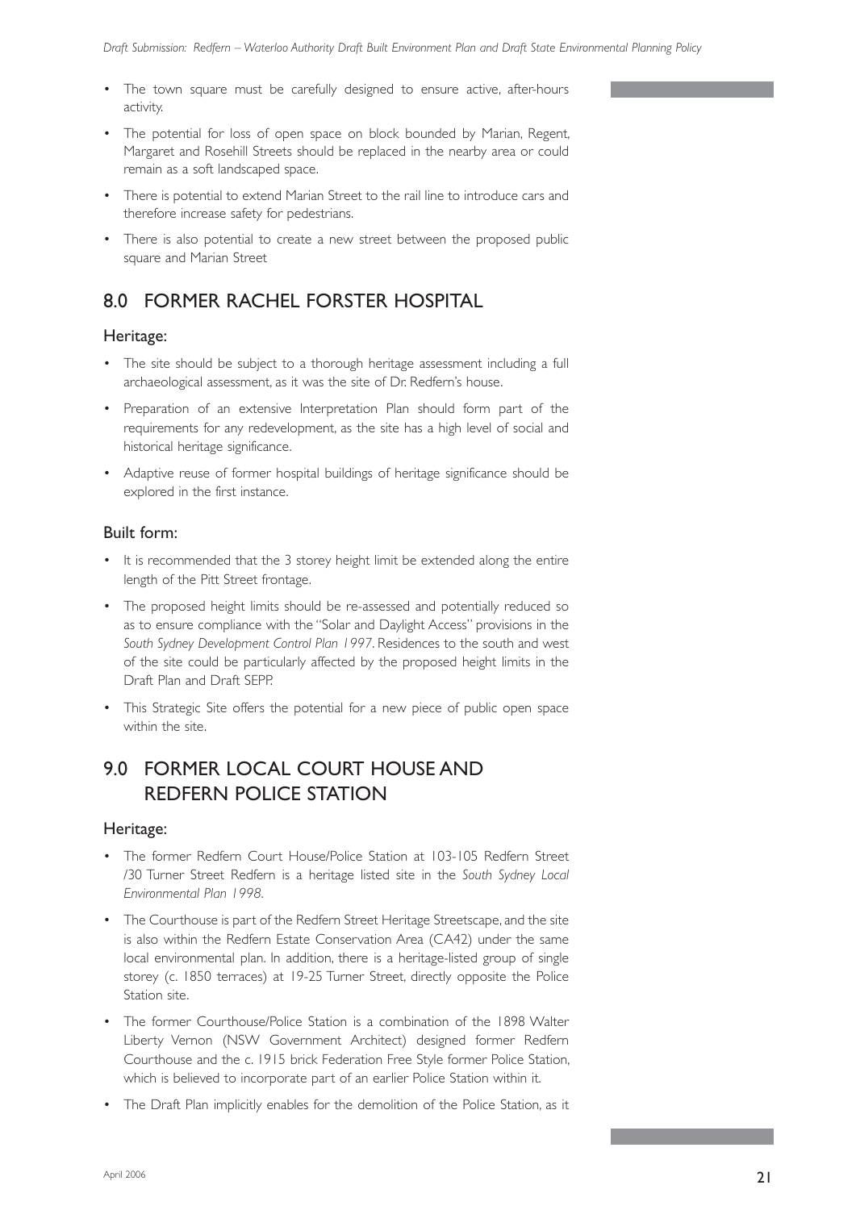- The town square must be carefully designed to ensure active, after-hours activity.
- The potential for loss of open space on block bounded by Marian, Regent, Margaret and Rosehill Streets should be replaced in the nearby area or could remain as a soft landscaped space.
- There is potential to extend Marian Street to the rail line to introduce cars and therefore increase safety for pedestrians.
- There is also potential to create a new street between the proposed public square and Marian Street

## 8.0 FORMER RACHEL FORSTER HOSPITAL

### Heritage:

- The site should be subject to a thorough heritage assessment including a full archaeological assessment, as it was the site of Dr. Redfern's house.
- Preparation of an extensive Interpretation Plan should form part of the requirements for any redevelopment, as the site has a high level of social and historical heritage significance.
- Adaptive reuse of former hospital buildings of heritage significance should be explored in the first instance.

### Built form:

- It is recommended that the 3 storey height limit be extended along the entire length of the Pitt Street frontage.
- The proposed height limits should be re-assessed and potentially reduced so as to ensure compliance with the "Solar and Daylight Access" provisions in the *South Sydney Development Control Plan 1997*. Residences to the south and west of the site could be particularly affected by the proposed height limits in the Draft Plan and Draft SEPP.
- This Strategic Site offers the potential for a new piece of public open space within the site.

## 9.0 FORMER LOCAL COURT HOUSE AND REDFERN POLICE STATION

### Heritage:

- The former Redfern Court House/Police Station at 103-105 Redfern Street /30 Turner Street Redfern is a heritage listed site in the *South Sydney Local Environmental Plan 1998*.
- The Courthouse is part of the Redfern Street Heritage Streetscape, and the site is also within the Redfern Estate Conservation Area (CA42) under the same local environmental plan. In addition, there is a heritage-listed group of single storey (c. 1850 terraces) at 19-25 Turner Street, directly opposite the Police Station site.
- The former Courthouse/Police Station is a combination of the 1898 Walter Liberty Vernon (NSW Government Architect) designed former Redfern Courthouse and the c. 1915 brick Federation Free Style former Police Station, which is believed to incorporate part of an earlier Police Station within it.
- The Draft Plan implicitly enables for the demolition of the Police Station, as it